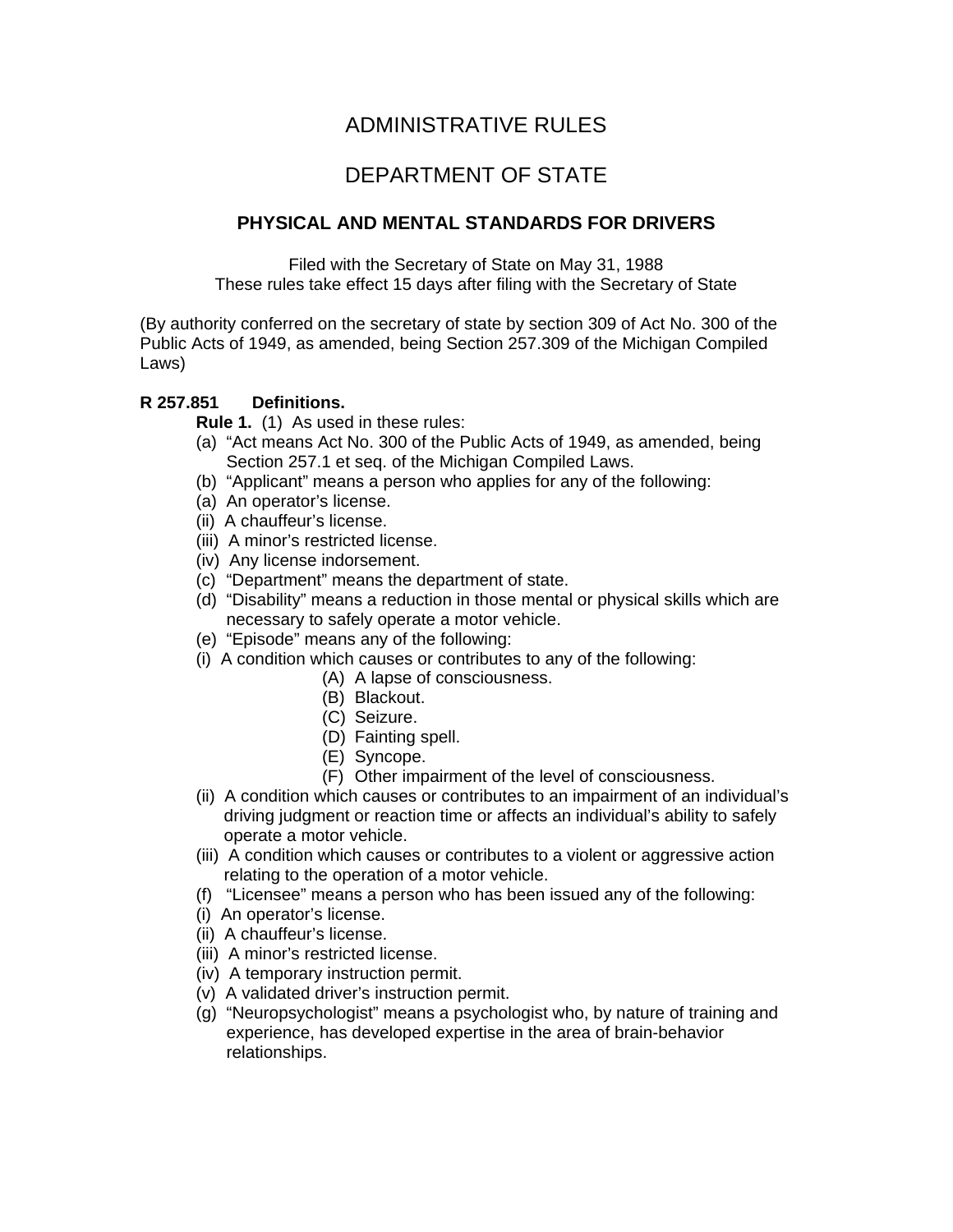# ADMINISTRATIVE RULES

# DEPARTMENT OF STATE

## PHYSICAL AND MENTAL STANDARDS FOR DRIVERS

Filed with the Secretary of State on May 31, 1988
These rules take effect 15 days after filing with the Secretary of State

(By authority conferred on the secretary of state by section 309 of Act No. 300 of the Public Acts of 1949, as amended, being Section 257.309 of the Michigan Compiled Laws)

**R 257.851 Definitions.**

**Rule 1.** (1) As used in these rules:

(a) "Act means Act No. 300 of the Public Acts of 1949, as amended, being Section 257.1 et seq. of the Michigan Compiled Laws.

(b) "Applicant" means a person who applies for any of the following:

(a) An operator's license.

(ii) A chauffeur's license.

(iii) A minor's restricted license.

(iv) Any license indorsement.

(c) "Department" means the department of state.

(d) "Disability" means a reduction in those mental or physical skills which are necessary to safely operate a motor vehicle.

(e) "Episode" means any of the following:

(i) A condition which causes or contributes to any of the following:

- (A) A lapse of consciousness.
- (B) Blackout.
- (C) Seizure.
- (D) Fainting spell.
- (E) Syncope.
- (F) Other impairment of the level of consciousness.

(ii) A condition which causes or contributes to an impairment of an individual's driving judgment or reaction time or affects an individual's ability to safely operate a motor vehicle.

(iii) A condition which causes or contributes to a violent or aggressive action relating to the operation of a motor vehicle.

(f) "Licensee" means a person who has been issued any of the following:

(i) An operator's license.

(ii) A chauffeur's license.

(iii) A minor's restricted license.

(iv) A temporary instruction permit.

(v) A validated driver's instruction permit.

(g) "Neuropsychologist" means a psychologist who, by nature of training and experience, has developed expertise in the area of brain-behavior relationships.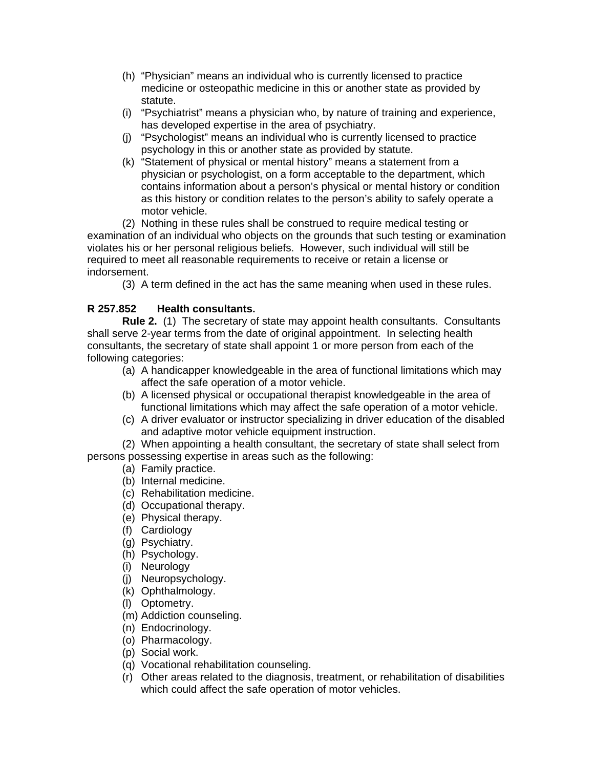(h) "Physician" means an individual who is currently licensed to practice medicine or osteopathic medicine in this or another state as provided by statute.

(i) "Psychiatrist" means a physician who, by nature of training and experience, has developed expertise in the area of psychiatry.

(j) "Psychologist" means an individual who is currently licensed to practice psychology in this or another state as provided by statute.

(k) "Statement of physical or mental history" means a statement from a physician or psychologist, on a form acceptable to the department, which contains information about a person's physical or mental history or condition as this history or condition relates to the person's ability to safely operate a motor vehicle.

(2) Nothing in these rules shall be construed to require medical testing or examination of an individual who objects on the grounds that such testing or examination violates his or her personal religious beliefs. However, such individual will still be required to meet all reasonable requirements to receive or retain a license or indorsement.

(3) A term defined in the act has the same meaning when used in these rules.

**R 257.852 Health consultants.**

**Rule 2.** (1) The secretary of state may appoint health consultants. Consultants shall serve 2-year terms from the date of original appointment. In selecting health consultants, the secretary of state shall appoint 1 or more person from each of the following categories:

(a) A handicapper knowledgeable in the area of functional limitations which may affect the safe operation of a motor vehicle.

(b) A licensed physical or occupational therapist knowledgeable in the area of functional limitations which may affect the safe operation of a motor vehicle.

(c) A driver evaluator or instructor specializing in driver education of the disabled and adaptive motor vehicle equipment instruction.

(2) When appointing a health consultant, the secretary of state shall select from persons possessing expertise in areas such as the following:

(a) Family practice.
(b) Internal medicine.
(c) Rehabilitation medicine.
(d) Occupational therapy.
(e) Physical therapy.
(f) Cardiology
(g) Psychiatry.
(h) Psychology.
(i) Neurology
(j) Neuropsychology.
(k) Ophthalmology.
(l) Optometry.
(m) Addiction counseling.
(n) Endocrinology.
(o) Pharmacology.
(p) Social work.
(q) Vocational rehabilitation counseling.
(r) Other areas related to the diagnosis, treatment, or rehabilitation of disabilities which could affect the safe operation of motor vehicles.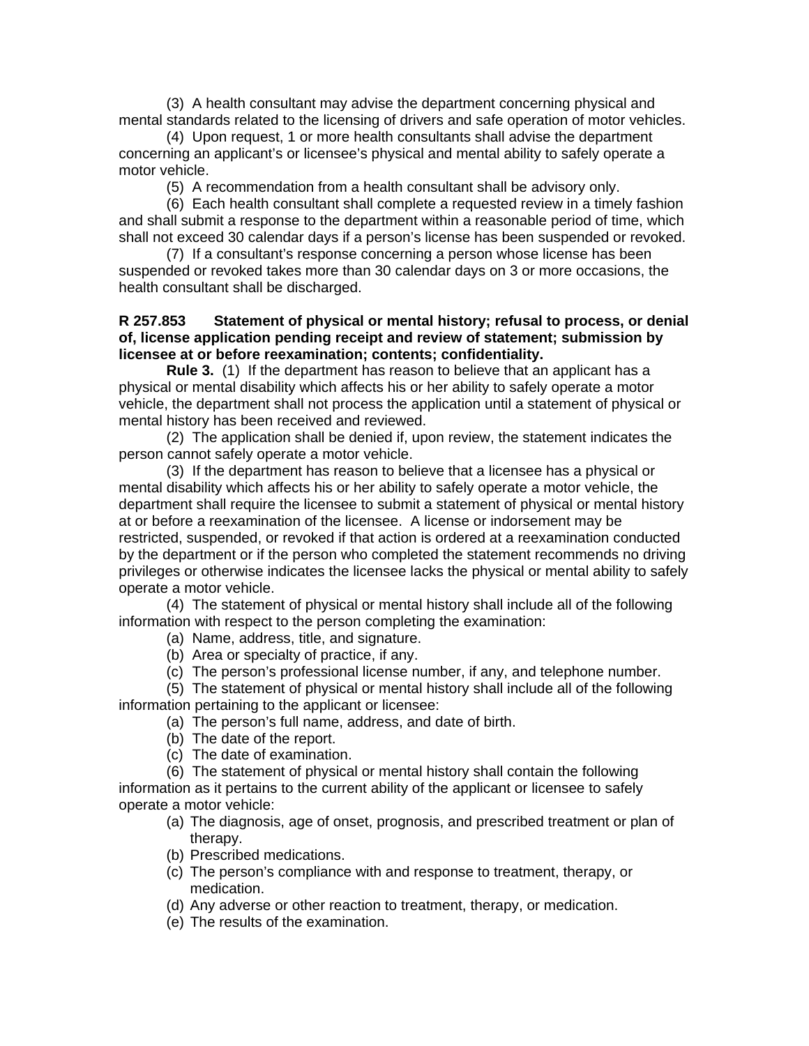(3) A health consultant may advise the department concerning physical and mental standards related to the licensing of drivers and safe operation of motor vehicles.

(4) Upon request, 1 or more health consultants shall advise the department concerning an applicant's or licensee's physical and mental ability to safely operate a motor vehicle.

(5) A recommendation from a health consultant shall be advisory only.

(6) Each health consultant shall complete a requested review in a timely fashion and shall submit a response to the department within a reasonable period of time, which shall not exceed 30 calendar days if a person's license has been suspended or revoked.

(7) If a consultant's response concerning a person whose license has been suspended or revoked takes more than 30 calendar days on 3 or more occasions, the health consultant shall be discharged.

**R 257.853 Statement of physical or mental history; refusal to process, or denial of, license application pending receipt and review of statement; submission by licensee at or before reexamination; contents; confidentiality.**

**Rule 3.** (1) If the department has reason to believe that an applicant has a physical or mental disability which affects his or her ability to safely operate a motor vehicle, the department shall not process the application until a statement of physical or mental history has been received and reviewed.

(2) The application shall be denied if, upon review, the statement indicates the person cannot safely operate a motor vehicle.

(3) If the department has reason to believe that a licensee has a physical or mental disability which affects his or her ability to safely operate a motor vehicle, the department shall require the licensee to submit a statement of physical or mental history at or before a reexamination of the licensee. A license or indorsement may be restricted, suspended, or revoked if that action is ordered at a reexamination conducted by the department or if the person who completed the statement recommends no driving privileges or otherwise indicates the licensee lacks the physical or mental ability to safely operate a motor vehicle.

(4) The statement of physical or mental history shall include all of the following information with respect to the person completing the examination:

(a) Name, address, title, and signature.

(b) Area or specialty of practice, if any.

(c) The person's professional license number, if any, and telephone number.

(5) The statement of physical or mental history shall include all of the following information pertaining to the applicant or licensee:

(a) The person's full name, address, and date of birth.

(b) The date of the report.

(c) The date of examination.

(6) The statement of physical or mental history shall contain the following information as it pertains to the current ability of the applicant or licensee to safely operate a motor vehicle:

(a) The diagnosis, age of onset, prognosis, and prescribed treatment or plan of therapy.

(b) Prescribed medications.

(c) The person's compliance with and response to treatment, therapy, or medication.

(d) Any adverse or other reaction to treatment, therapy, or medication.

(e) The results of the examination.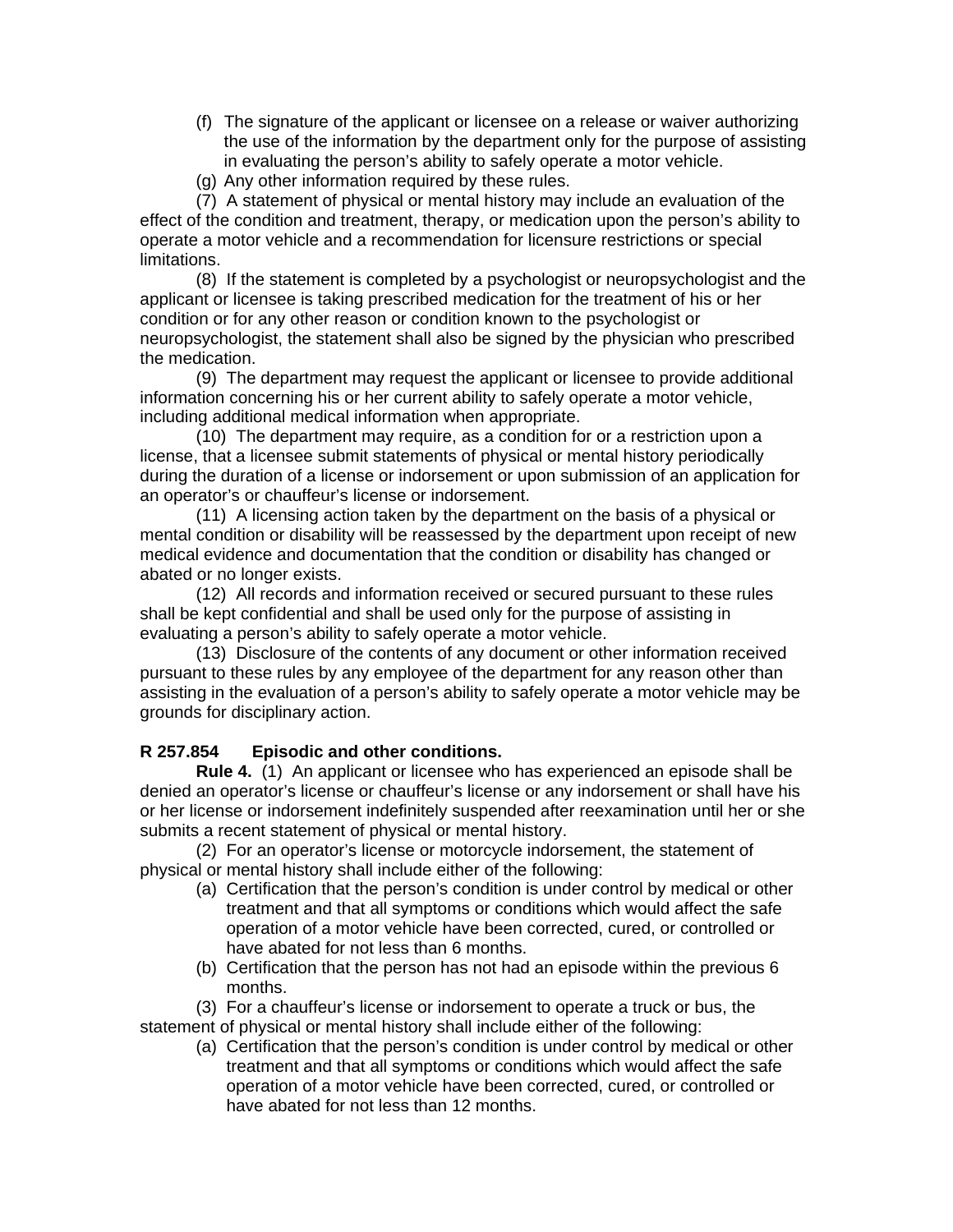(f) The signature of the applicant or licensee on a release or waiver authorizing the use of the information by the department only for the purpose of assisting in evaluating the person's ability to safely operate a motor vehicle.

(g) Any other information required by these rules.

(7) A statement of physical or mental history may include an evaluation of the effect of the condition and treatment, therapy, or medication upon the person's ability to operate a motor vehicle and a recommendation for licensure restrictions or special limitations.

(8) If the statement is completed by a psychologist or neuropsychologist and the applicant or licensee is taking prescribed medication for the treatment of his or her condition or for any other reason or condition known to the psychologist or neuropsychologist, the statement shall also be signed by the physician who prescribed the medication.

(9) The department may request the applicant or licensee to provide additional information concerning his or her current ability to safely operate a motor vehicle, including additional medical information when appropriate.

(10) The department may require, as a condition for or a restriction upon a license, that a licensee submit statements of physical or mental history periodically during the duration of a license or indorsement or upon submission of an application for an operator's or chauffeur's license or indorsement.

(11) A licensing action taken by the department on the basis of a physical or mental condition or disability will be reassessed by the department upon receipt of new medical evidence and documentation that the condition or disability has changed or abated or no longer exists.

(12) All records and information received or secured pursuant to these rules shall be kept confidential and shall be used only for the purpose of assisting in evaluating a person's ability to safely operate a motor vehicle.

(13) Disclosure of the contents of any document or other information received pursuant to these rules by any employee of the department for any reason other than assisting in the evaluation of a person's ability to safely operate a motor vehicle may be grounds for disciplinary action.

**R 257.854 Episodic and other conditions.**

**Rule 4.** (1) An applicant or licensee who has experienced an episode shall be denied an operator's license or chauffeur's license or any indorsement or shall have his or her license or indorsement indefinitely suspended after reexamination until her or she submits a recent statement of physical or mental history.

(2) For an operator's license or motorcycle indorsement, the statement of physical or mental history shall include either of the following:

(a) Certification that the person's condition is under control by medical or other treatment and that all symptoms or conditions which would affect the safe operation of a motor vehicle have been corrected, cured, or controlled or have abated for not less than 6 months.

(b) Certification that the person has not had an episode within the previous 6 months.

(3) For a chauffeur's license or indorsement to operate a truck or bus, the statement of physical or mental history shall include either of the following:

(a) Certification that the person's condition is under control by medical or other treatment and that all symptoms or conditions which would affect the safe operation of a motor vehicle have been corrected, cured, or controlled or have abated for not less than 12 months.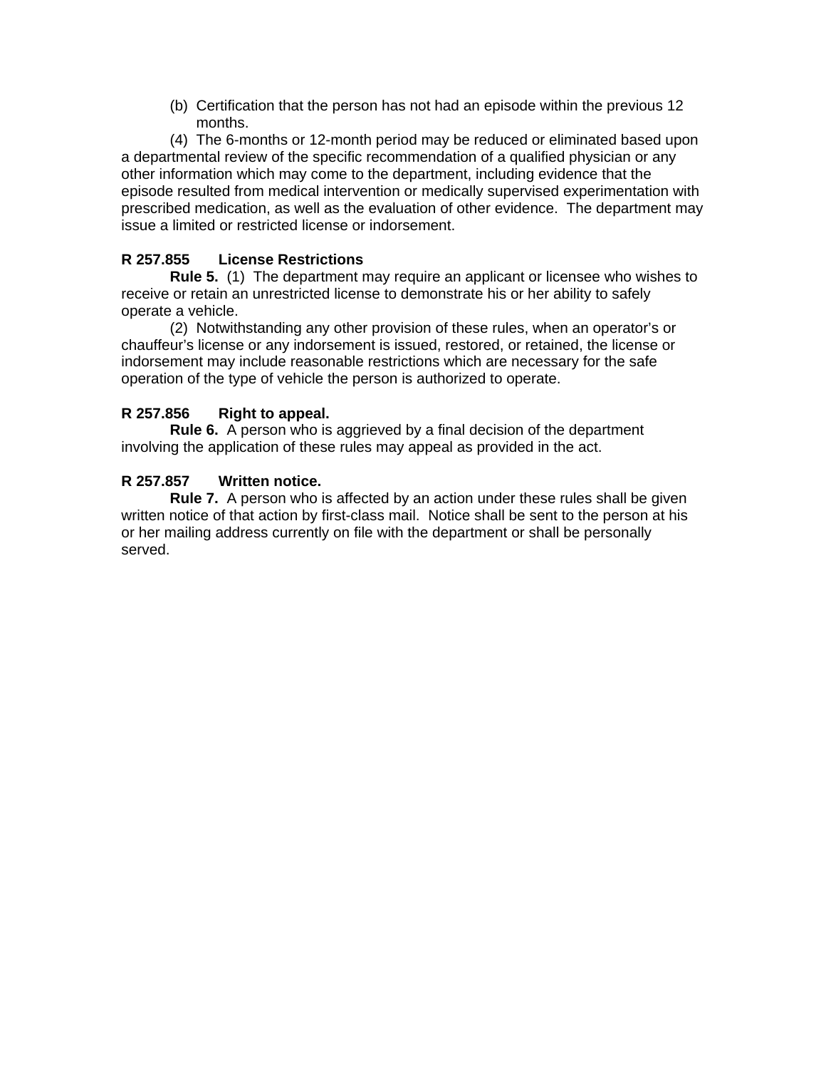(b) Certification that the person has not had an episode within the previous 12 months.

(4) The 6-months or 12-month period may be reduced or eliminated based upon a departmental review of the specific recommendation of a qualified physician or any other information which may come to the department, including evidence that the episode resulted from medical intervention or medically supervised experimentation with prescribed medication, as well as the evaluation of other evidence. The department may issue a limited or restricted license or indorsement.

**R 257.855 License Restrictions**

**Rule 5.** (1) The department may require an applicant or licensee who wishes to receive or retain an unrestricted license to demonstrate his or her ability to safely operate a vehicle.

(2) Notwithstanding any other provision of these rules, when an operator's or chauffeur's license or any indorsement is issued, restored, or retained, the license or indorsement may include reasonable restrictions which are necessary for the safe operation of the type of vehicle the person is authorized to operate.

**R 257.856 Right to appeal.**

**Rule 6.** A person who is aggrieved by a final decision of the department involving the application of these rules may appeal as provided in the act.

**R 257.857 Written notice.**

**Rule 7.** A person who is affected by an action under these rules shall be given written notice of that action by first-class mail. Notice shall be sent to the person at his or her mailing address currently on file with the department or shall be personally served.